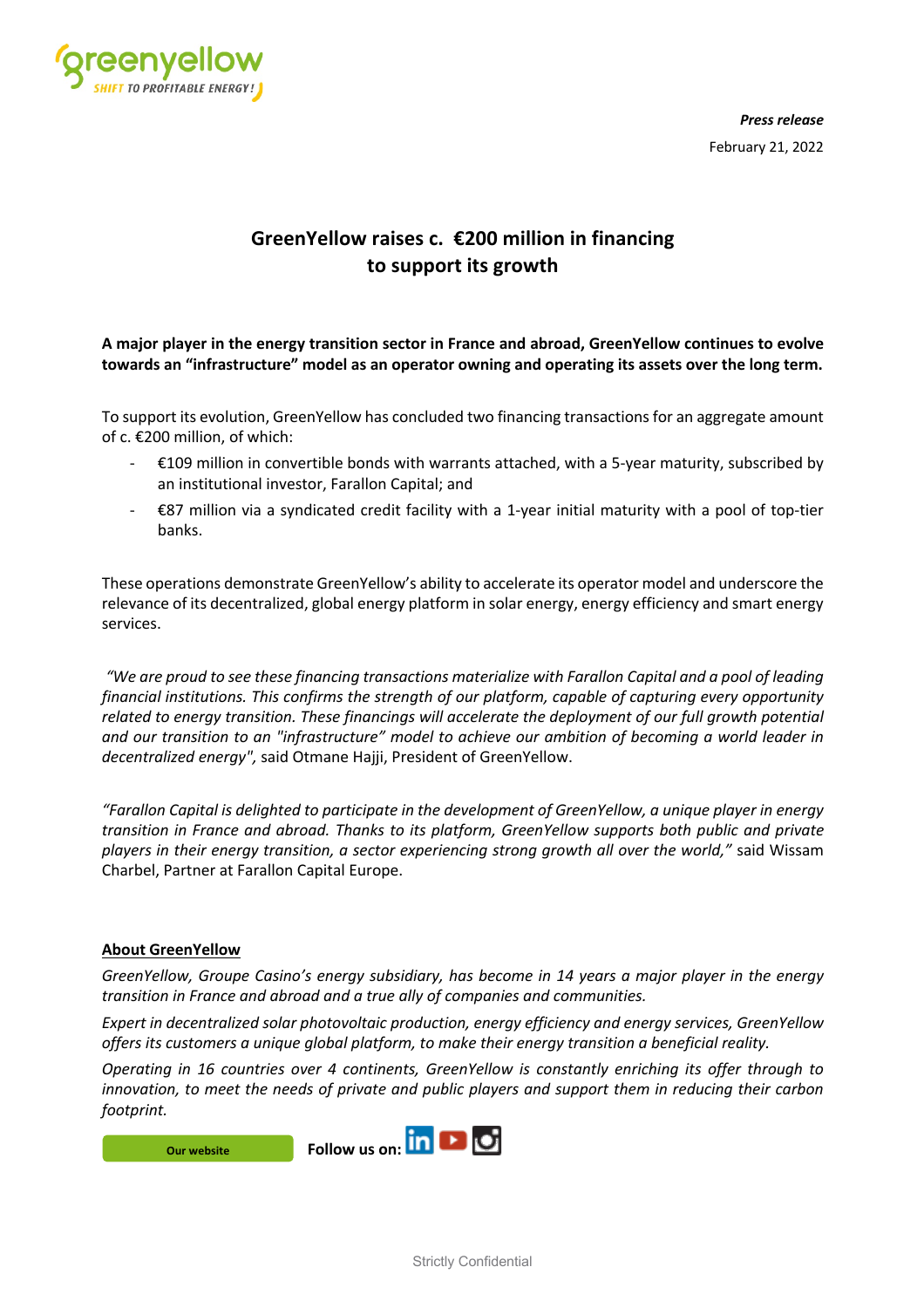**Press release**

February 21, 2022

# GreenYellow raises c. €200 million in financing to support its growth

**A major player in the energy transition sector in France and abroad, GreenYellow continues to evolve towards an "infrastructure" model as an operator owning and operating its assets over the long term.**

To support its evolution, GreenYellow has concluded two financing transactions for an aggregate amount of c. €200 million, of which:

- €109 million in convertible bonds with warrants attached, with a 5-year maturity, subscribed by an institutional investor, Farallon Capital; and
- €87 million via a syndicated credit facility with a 1-year initial maturity with a pool of top-tier banks.

These operations demonstrate GreenYellow's ability to accelerate its operator model and underscore the relevance of its decentralized, global energy platform in solar energy, energy efficiency and smart energy services.

*"We are proud to see these financing transactions materialize with Farallon Capital and a pool of leading financial institutions. This confirms the strength of our platform, capable of capturing every opportunity related to energy transition. These financings will accelerate the deployment of our full growth potential and our transition to an "infrastructure" model to achieve our ambition of becoming a world leader in decentralized energy",* said Otmane Hajji, President of GreenYellow.

*"Farallon Capital is delighted to participate in the development of GreenYellow, a unique player in energy transition in France and abroad. Thanks to its platform, GreenYellow supports both public and private players in their energy transition, a sector experiencing strong growth all over the world,"* said Wissam Charbel, Partner at Farallon Capital Europe.

## About GreenYellow

*GreenYellow, Groupe Casino's energy subsidiary, has become in 14 years a major player in the energy transition in France and abroad and a true ally of companies and communities.*

*Expert in decentralized solar photovoltaic production, energy efficiency and energy services, GreenYellow offers its customers a unique global platform, to make their energy transition a beneficial reality.*

*Operating in 16 countries over 4 continents, GreenYellow is constantly enriching its offer through to innovation, to meet the needs of private and public players and support them in reducing their carbon footprint.*

Our website

**Follow us on:**

Strictly Confidential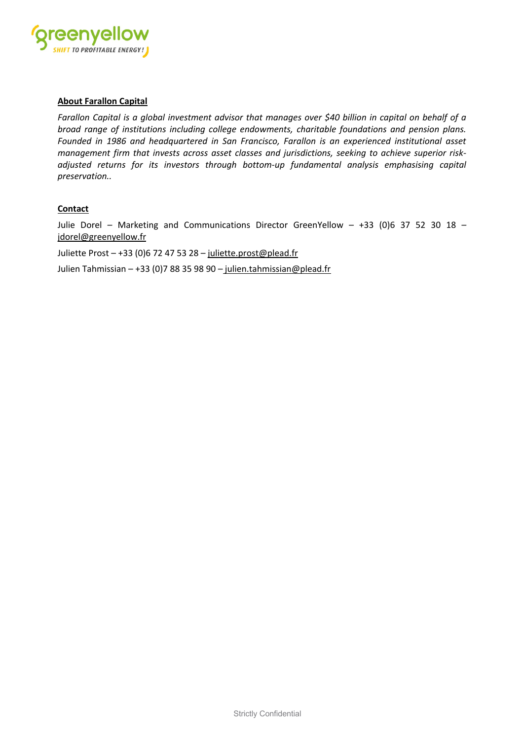**About Farallon Capital**

*Farallon Capital is a global investment advisor that manages over $40 billion in capital on behalf of a broad range of institutions including college endowments, charitable foundations and pension plans. Founded in 1986 and headquartered in San Francisco, Farallon is an experienced institutional asset management firm that invests across asset classes and jurisdictions, seeking to achieve superior risk-adjusted returns for its investors through bottom-up fundamental analysis emphasising capital preservation..*

**Contact**

Julie Dorel – Marketing and Communications Director GreenYellow – +33 (0)6 37 52 30 18 – jdorel@greenyellow.fr

Juliette Prost – +33 (0)6 72 47 53 28 – juliette.prost@plead.fr

Julien Tahmissian – +33 (0)7 88 35 98 90 – julien.tahmissian@plead.fr

Strictly Confidential